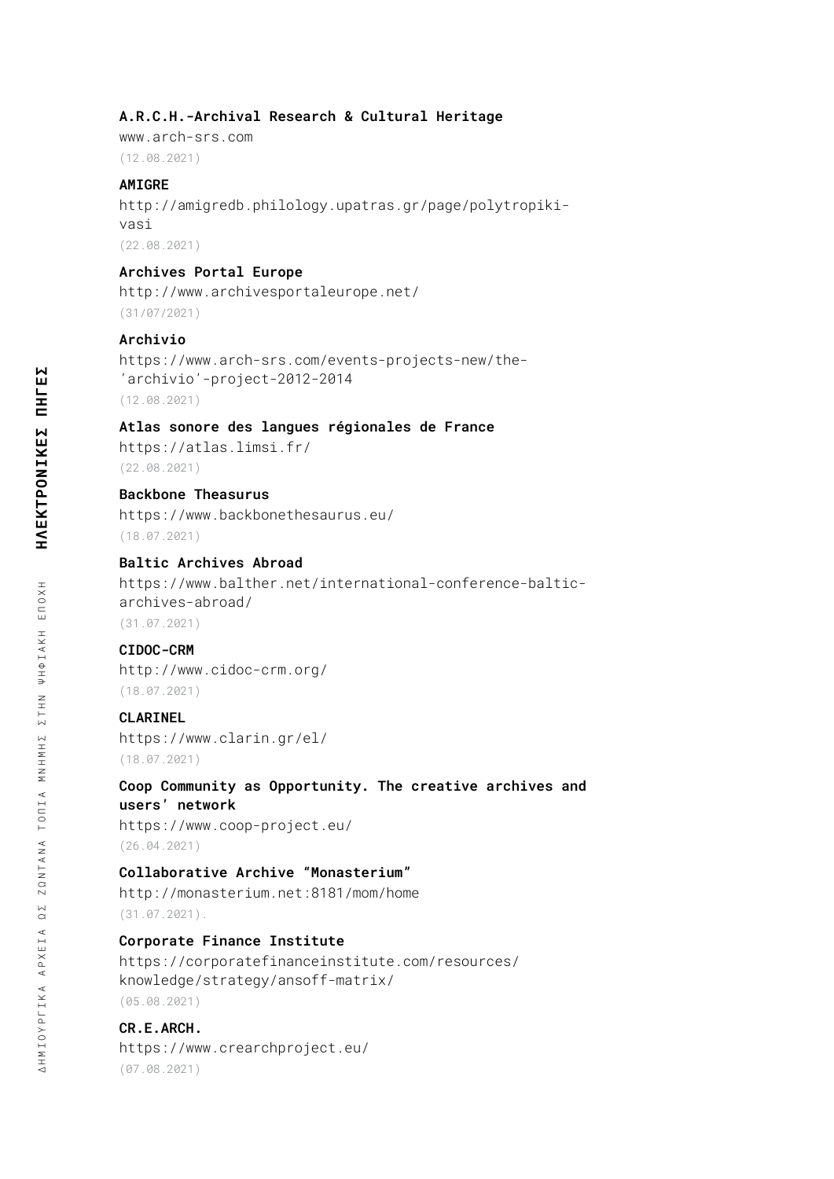**A.R.C.H.-Archival Research & Cultural Heritage**
www.arch-srs.com
(12.08.2021)

**AMIGRE**
http://amigredb.philology.upatras.gr/page/polytropiki-vasi
(22.08.2021)

**Archives Portal Europe**
http://www.archivesportaleurope.net/
(31/07/2021)

**Archivio**
https://www.arch-srs.com/events-projects-new/the-'archivio'-project-2012-2014
(12.08.2021)

**Atlas sonore des langues régionales de France**
https://atlas.limsi.fr/
(22.08.2021)

**Backbone Theasurus**
https://www.backbonethesaurus.eu/
(18.07.2021)

**Baltic Archives Abroad**
https://www.balther.net/international-conference-baltic-archives-abroad/
(31.07.2021)

**CIDOC-CRM**
http://www.cidoc-crm.org/
(18.07.2021)

**CLARINEL**
https://www.clarin.gr/el/
(18.07.2021)

**Coop Community as Opportunity. The creative archives and users' network**
https://www.coop-project.eu/
(26.04.2021)

**Collaborative Archive "Monasterium"**
http://monasterium.net:8181/mom/home
(31.07.2021).

**Corporate Finance Institute**
https://corporatefinanceinstitute.com/resources/knowledge/strategy/ansoff-matrix/
(05.08.2021)

**CR.E.ARCH.**
https://www.crearchproject.eu/
(07.08.2021)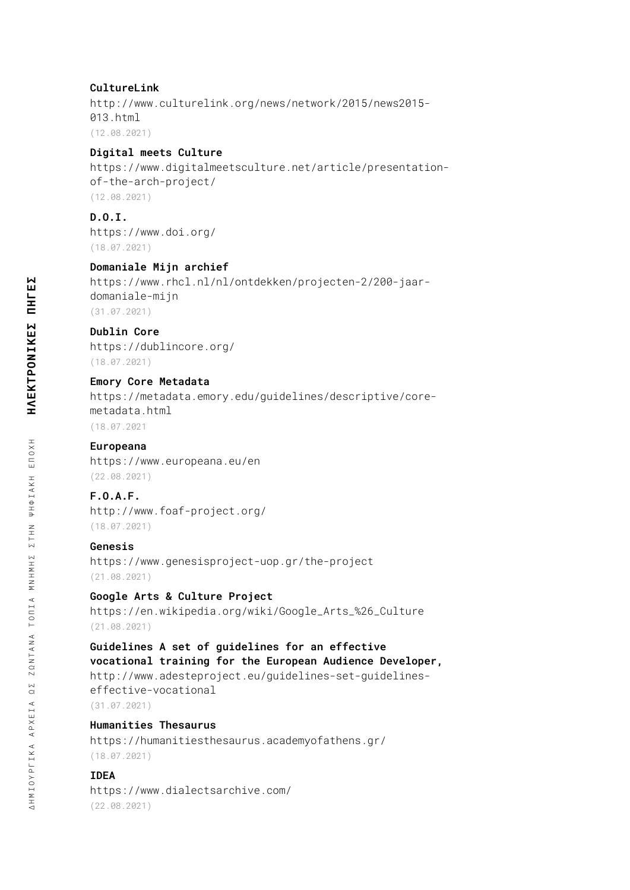**CultureLink**
http://www.culturelink.org/news/network/2015/news2015-013.html
(12.08.2021)

**Digital meets Culture**
https://www.digitalmeetsculture.net/article/presentation-of-the-arch-project/
(12.08.2021)

**D.O.I.**
https://www.doi.org/
(18.07.2021)

**Domaniale Mijn archief**
https://www.rhcl.nl/nl/ontdekken/projecten-2/200-jaar-domaniale-mijn
(31.07.2021)

**Dublin Core**
https://dublincore.org/
(18.07.2021)

**Emory Core Metadata**
https://metadata.emory.edu/guidelines/descriptive/core-metadata.html
(18.07.2021

**Europeana**
https://www.europeana.eu/en
(22.08.2021)

**F.O.A.F.**
http://www.foaf-project.org/
(18.07.2021)

**Genesis**
https://www.genesisproject-uop.gr/the-project
(21.08.2021)

**Google Arts & Culture Project**
https://en.wikipedia.org/wiki/Google_Arts_%26_Culture
(21.08.2021)

**Guidelines A set of guidelines for an effective vocational training for the European Audience Developer,**
http://www.adesteproject.eu/guidelines-set-guidelines-effective-vocational
(31.07.2021)

**Humanities Thesaurus**
https://humanitiesthesaurus.academyofathens.gr/
(18.07.2021)

**IDEA**
https://www.dialectsarchive.com/
(22.08.2021)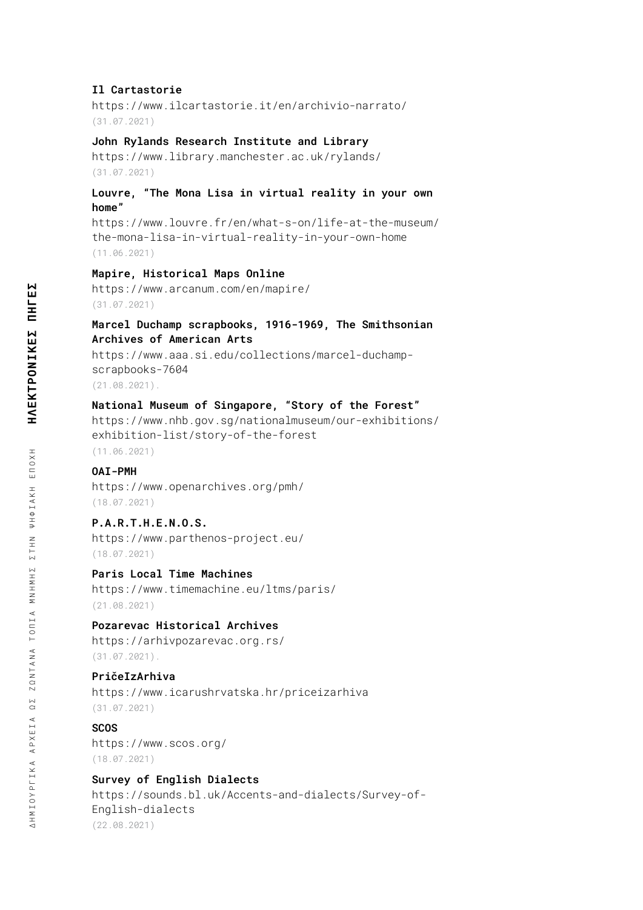**Il Cartastorie**
https://www.ilcartastorie.it/en/archivio-narrato/
(31.07.2021)

**John Rylands Research Institute and Library**
https://www.library.manchester.ac.uk/rylands/
(31.07.2021)

**Louvre, "The Mona Lisa in virtual reality in your own home"**
https://www.louvre.fr/en/what-s-on/life-at-the-museum/the-mona-lisa-in-virtual-reality-in-your-own-home
(11.06.2021)

**Mapire, Historical Maps Online**
https://www.arcanum.com/en/mapire/
(31.07.2021)

**Marcel Duchamp scrapbooks, 1916-1969, The Smithsonian Archives of American Arts**
https://www.aaa.si.edu/collections/marcel-duchamp-scrapbooks-7604
(21.08.2021).

**National Museum of Singapore, "Story of the Forest"**
https://www.nhb.gov.sg/nationalmuseum/our-exhibitions/exhibition-list/story-of-the-forest
(11.06.2021)

**OAI-PMH**
https://www.openarchives.org/pmh/
(18.07.2021)

**P.A.R.T.H.E.N.O.S.**
https://www.parthenos-project.eu/
(18.07.2021)

**Paris Local Time Machines**
https://www.timemachine.eu/ltms/paris/
(21.08.2021)

**Pozarevac Historical Archives**
https://arhivpozarevac.org.rs/
(31.07.2021).

**PričeIzArhiva**
https://www.icarushrvatska.hr/priceizarhiva
(31.07.2021)

**SCOS**
https://www.scos.org/
(18.07.2021)

**Survey of English Dialects**
https://sounds.bl.uk/Accents-and-dialects/Survey-of-English-dialects
(22.08.2021)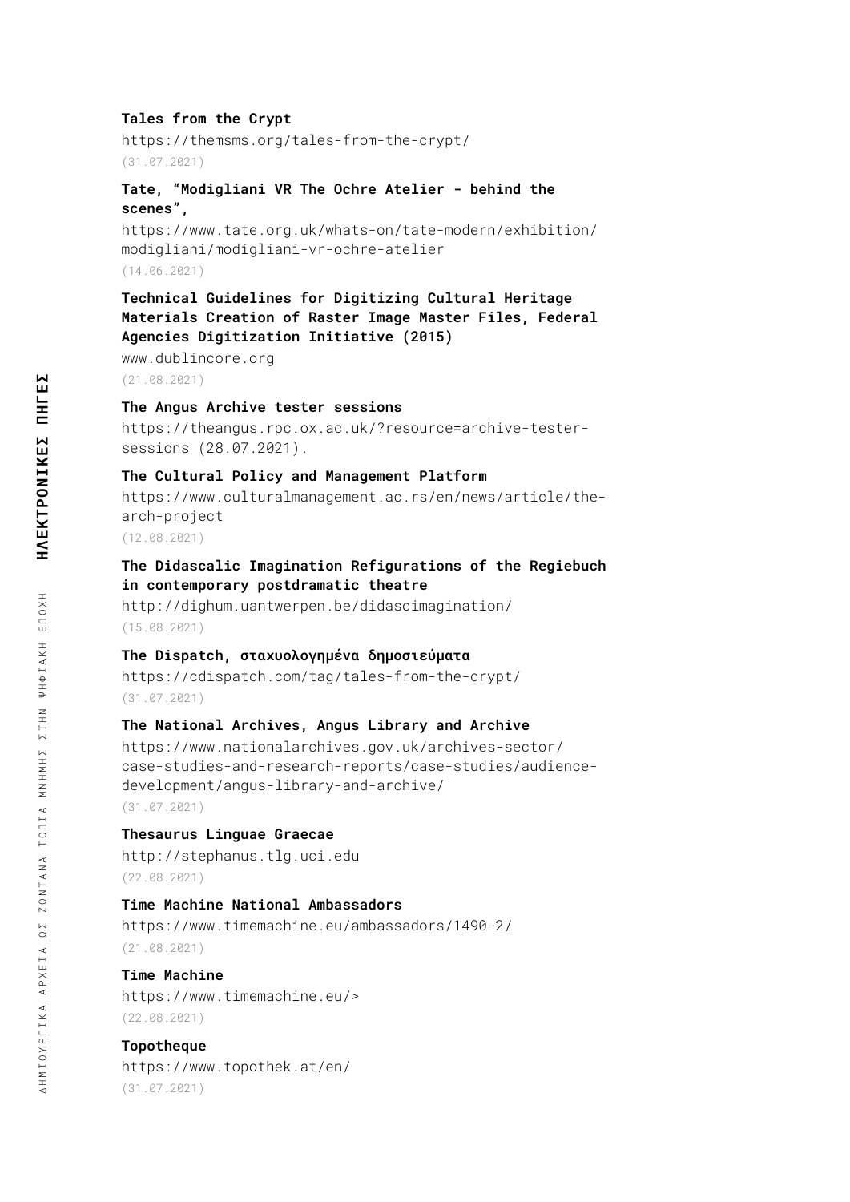**Tales from the Crypt**
https://themsms.org/tales-from-the-crypt/
(31.07.2021)

**Tate, "Modigliani VR The Ochre Atelier - behind the scenes",**
https://www.tate.org.uk/whats-on/tate-modern/exhibition/modigliani/modigliani-vr-ochre-atelier
(14.06.2021)

**Technical Guidelines for Digitizing Cultural Heritage Materials Creation of Raster Image Master Files, Federal Agencies Digitization Initiative (2015)**
www.dublincore.org
(21.08.2021)

**The Angus Archive tester sessions**
https://theangus.rpc.ox.ac.uk/?resource=archive-tester-sessions (28.07.2021).

**The Cultural Policy and Management Platform**
https://www.culturalmanagement.ac.rs/en/news/article/the-arch-project
(12.08.2021)

**The Didascalic Imagination Refigurations of the Regiebuch in contemporary postdramatic theatre**
http://dighum.uantwerpen.be/didascimagination/
(15.08.2021)

**The Dispatch, σταχυολογημένα δημοσιεύματα**
https://cdispatch.com/tag/tales-from-the-crypt/
(31.07.2021)

**The National Archives, Angus Library and Archive**
https://www.nationalarchives.gov.uk/archives-sector/case-studies-and-research-reports/case-studies/audience-development/angus-library-and-archive/
(31.07.2021)

**Thesaurus Linguae Graecae**
http://stephanus.tlg.uci.edu
(22.08.2021)

**Time Machine National Ambassadors**
https://www.timemachine.eu/ambassadors/1490-2/
(21.08.2021)

**Time Machine**
https://www.timemachine.eu/>
(22.08.2021)

**Topotheque**
https://www.topothek.at/en/
(31.07.2021)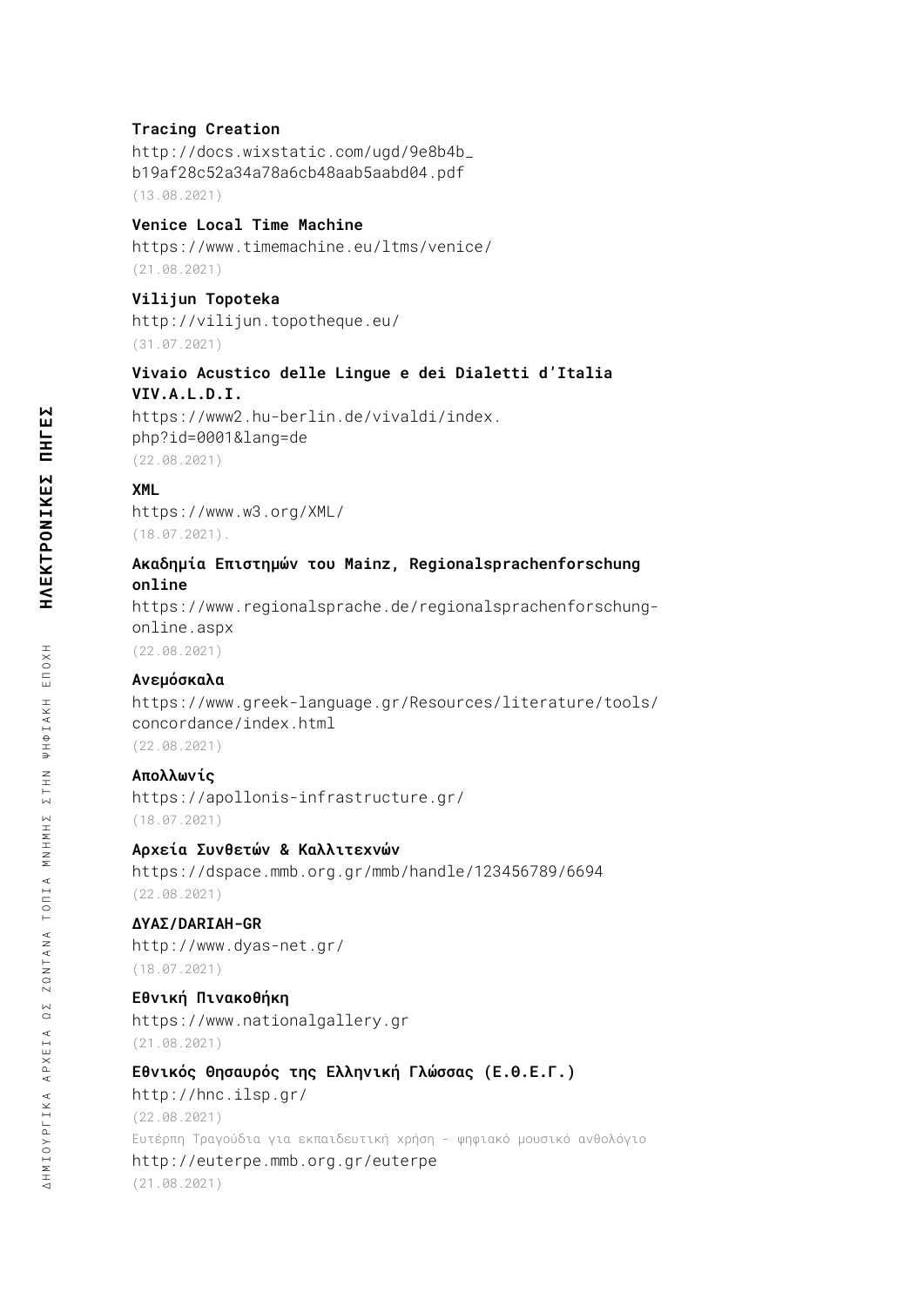**Tracing Creation**
http://docs.wixstatic.com/ugd/9e8b4b_b19af28c52a34a78a6cb48aab5aabd04.pdf
(13.08.2021)

**Venice Local Time Machine**
https://www.timemachine.eu/ltms/venice/
(21.08.2021)

**Vilijun Topoteka**
http://vilijun.topotheque.eu/
(31.07.2021)

**Vivaio Acustico delle Lingue e dei Dialetti d'Italia VIV.A.L.D.I.**
https://www2.hu-berlin.de/vivaldi/index.php?id=0001&lang=de
(22.08.2021)

**XML**
https://www.w3.org/XML/
(18.07.2021).

**Ακαδημία Επιστημών του Mainz, Regionalsprachenforschung online**
https://www.regionalsprache.de/regionalsprachenforschung-online.aspx
(22.08.2021)

**Ανεμόσκαλα**
https://www.greek-language.gr/Resources/literature/tools/concordance/index.html
(22.08.2021)

**Απολλωνίς**
https://apollonis-infrastructure.gr/
(18.07.2021)

**Αρχεία Συνθετών & Καλλιτεχνών**
https://dspace.mmb.org.gr/mmb/handle/123456789/6694
(22.08.2021)

**ΔΥΑΣ/DARIAH-GR**
http://www.dyas-net.gr/
(18.07.2021)

**Εθνική Πινακοθήκη**
https://www.nationalgallery.gr
(21.08.2021)

**Εθνικός Θησαυρός της Ελληνική Γλώσσας (Ε.Θ.Ε.Γ.)**
http://hnc.ilsp.gr/
(22.08.2021)

Ευτέρπη Τραγούδια για εκπαιδευτική χρήση - ψηφιακό μουσικό ανθολόγιο
http://euterpe.mmb.org.gr/euterpe
(21.08.2021)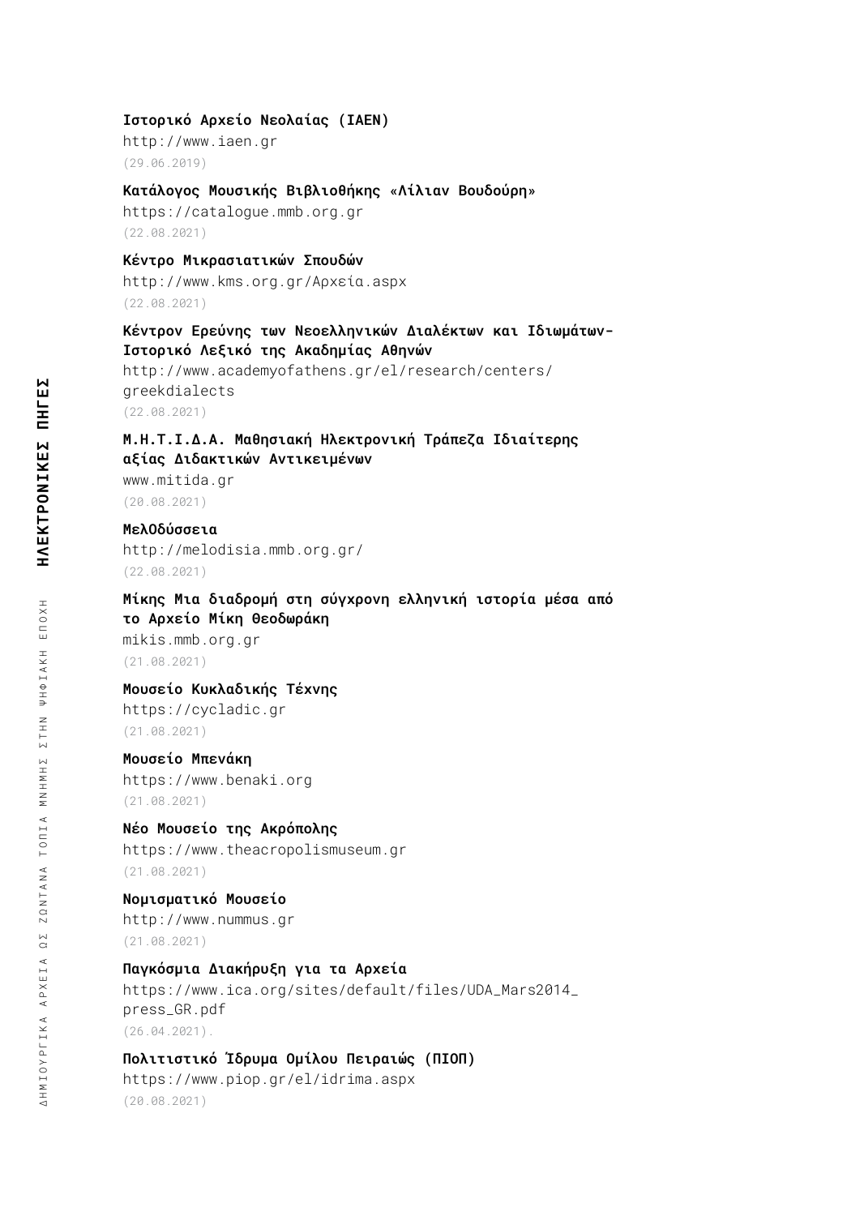**Ιστορικό Αρχείο Νεολαίας (ΙΑΕΝ)**
http://www.iaen.gr
(29.06.2019)

**Κατάλογος Μουσικής Βιβλιοθήκης «Λίλιαν Βουδούρη»**
https://catalogue.mmb.org.gr
(22.08.2021)

**Κέντρο Μικρασιατικών Σπουδών**
http://www.kms.org.gr/Αρχεία.aspx
(22.08.2021)

**Κέντρον Ερεύνης των Νεοελληνικών Διαλέκτων και Ιδιωμάτων-Ιστορικό Λεξικό της Ακαδημίας Αθηνών**
http://www.academyofathens.gr/el/research/centers/greekdialects
(22.08.2021)

**Μ.Η.Τ.Ι.Δ.Α. Μαθησιακή Ηλεκτρονική Τράπεζα Ιδιαίτερης αξίας Διδακτικών Αντικειμένων**
www.mitida.gr
(20.08.2021)

**ΜελΟδύσσεια**
http://melodisia.mmb.org.gr/
(22.08.2021)

**Μίκης Μια διαδρομή στη σύγχρονη ελληνική ιστορία μέσα από το Αρχείο Μίκη Θεοδωράκη**
mikis.mmb.org.gr
(21.08.2021)

**Μουσείο Κυκλαδικής Τέχνης**
https://cycladic.gr
(21.08.2021)

**Μουσείο Μπενάκη**
https://www.benaki.org
(21.08.2021)

**Νέο Μουσείο της Ακρόπολης**
https://www.theacropolismuseum.gr
(21.08.2021)

**Νομισματικό Μουσείο**
http://www.nummus.gr
(21.08.2021)

**Παγκόσμια Διακήρυξη για τα Αρχεία**
https://www.ica.org/sites/default/files/UDA_Mars2014_press_GR.pdf
(26.04.2021).

**Πολιτιστικό Ίδρυμα Ομίλου Πειραιώς (ΠΙΟΠ)**
https://www.piop.gr/el/idrima.aspx
(20.08.2021)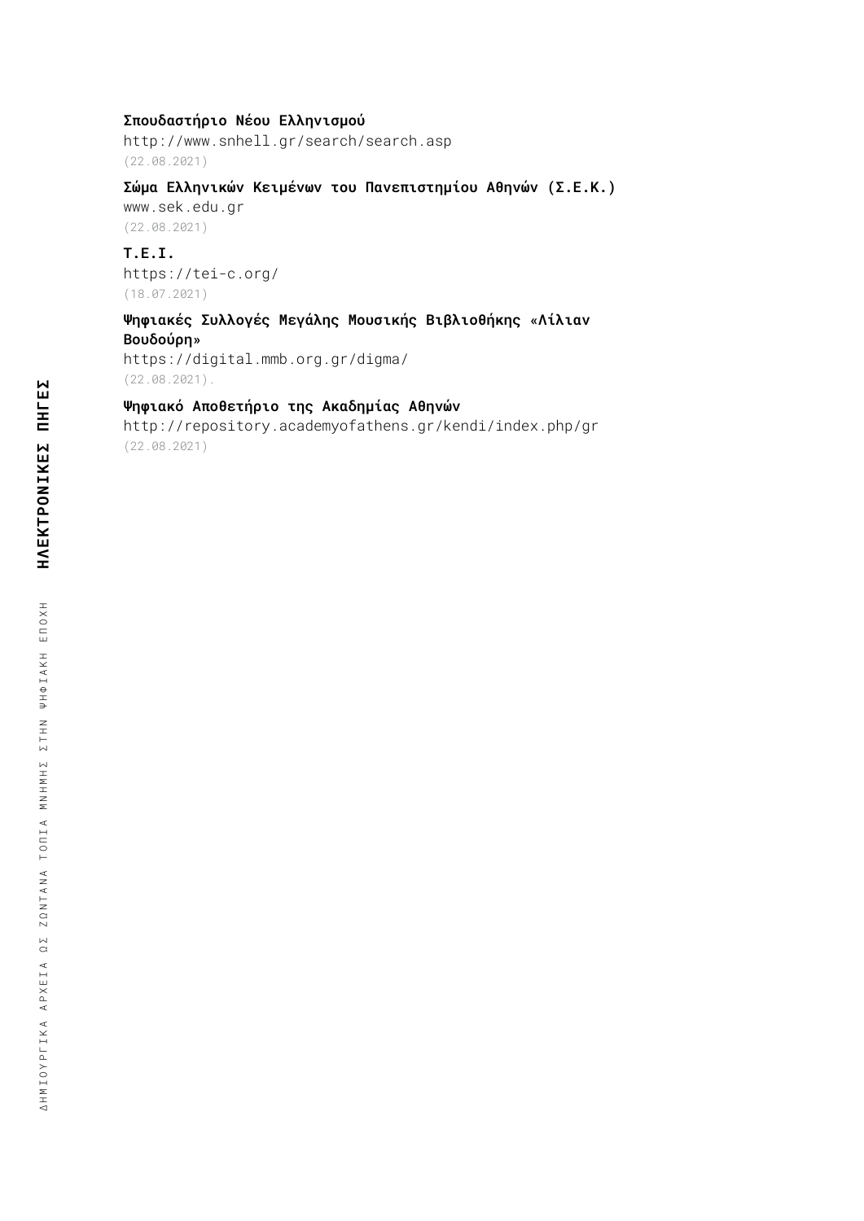**Σπουδαστήριο Νέου Ελληνισμού**
http://www.snhell.gr/search/search.asp
(22.08.2021)

**Σώμα Ελληνικών Κειμένων του Πανεπιστημίου Αθηνών (Σ.Ε.Κ.)**
www.sek.edu.gr
(22.08.2021)

**T.E.I.**
https://tei-c.org/
(18.07.2021)

**Ψηφιακές Συλλογές Μεγάλης Μουσικής Βιβλιοθήκης «Λίλιαν Βουδούρη»**
https://digital.mmb.org.gr/digma/
(22.08.2021).

**Ψηφιακό Αποθετήριο της Ακαδημίας Αθηνών**
http://repository.academyofathens.gr/kendi/index.php/gr
(22.08.2021)